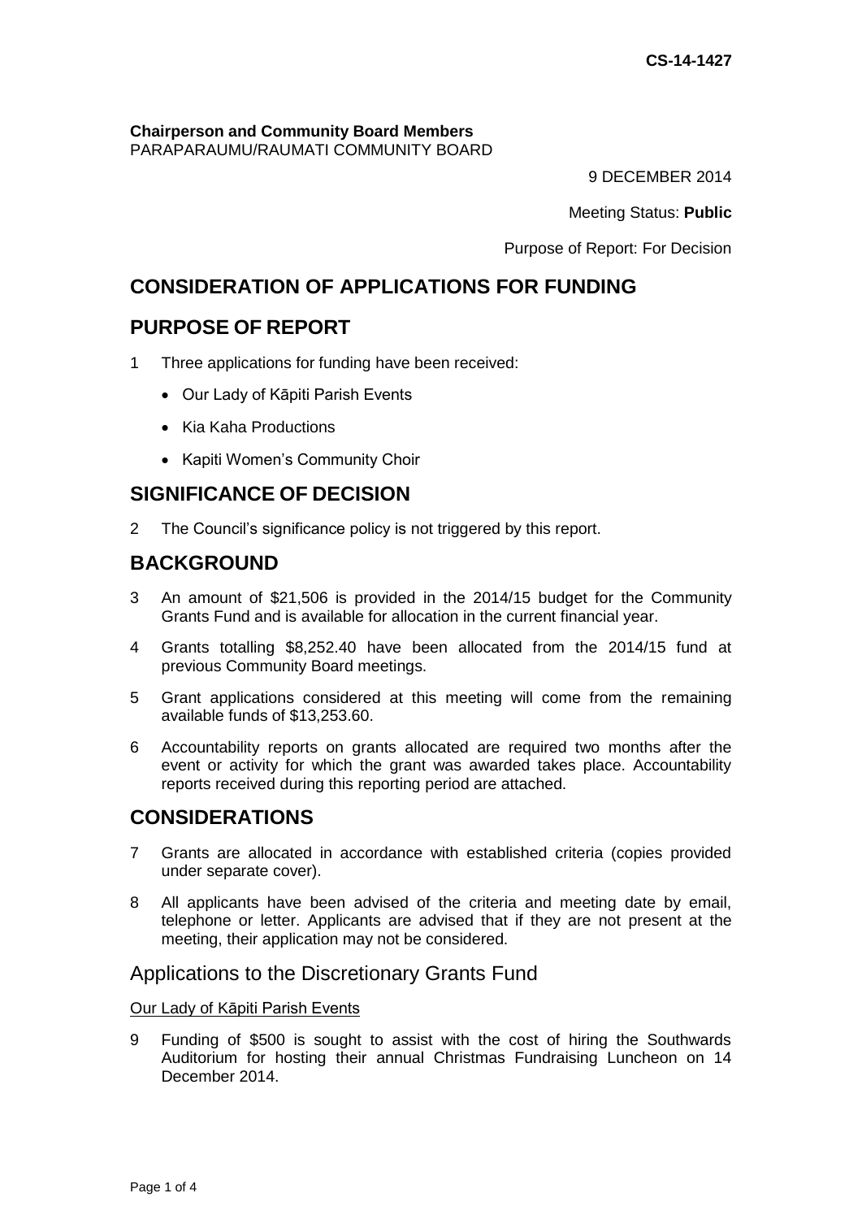CS-14-1427

**Chairperson and Community Board Members**
PARAPARAUMU/RAUMATI COMMUNITY BOARD

9 DECEMBER 2014

Meeting Status: **Public**

Purpose of Report: For Decision

# CONSIDERATION OF APPLICATIONS FOR FUNDING

## PURPOSE OF REPORT

1 Three applications for funding have been received:

- Our Lady of Kāpiti Parish Events
- Kia Kaha Productions
- Kapiti Women's Community Choir

## SIGNIFICANCE OF DECISION

2 The Council's significance policy is not triggered by this report.

## BACKGROUND

3 An amount of $21,506 is provided in the 2014/15 budget for the Community Grants Fund and is available for allocation in the current financial year.

4 Grants totalling $8,252.40 have been allocated from the 2014/15 fund at previous Community Board meetings.

5 Grant applications considered at this meeting will come from the remaining available funds of $13,253.60.

6 Accountability reports on grants allocated are required two months after the event or activity for which the grant was awarded takes place. Accountability reports received during this reporting period are attached.

## CONSIDERATIONS

7 Grants are allocated in accordance with established criteria (copies provided under separate cover).

8 All applicants have been advised of the criteria and meeting date by email, telephone or letter. Applicants are advised that if they are not present at the meeting, their application may not be considered.

### Applications to the Discretionary Grants Fund

Our Lady of Kāpiti Parish Events

9 Funding of $500 is sought to assist with the cost of hiring the Southwards Auditorium for hosting their annual Christmas Fundraising Luncheon on 14 December 2014.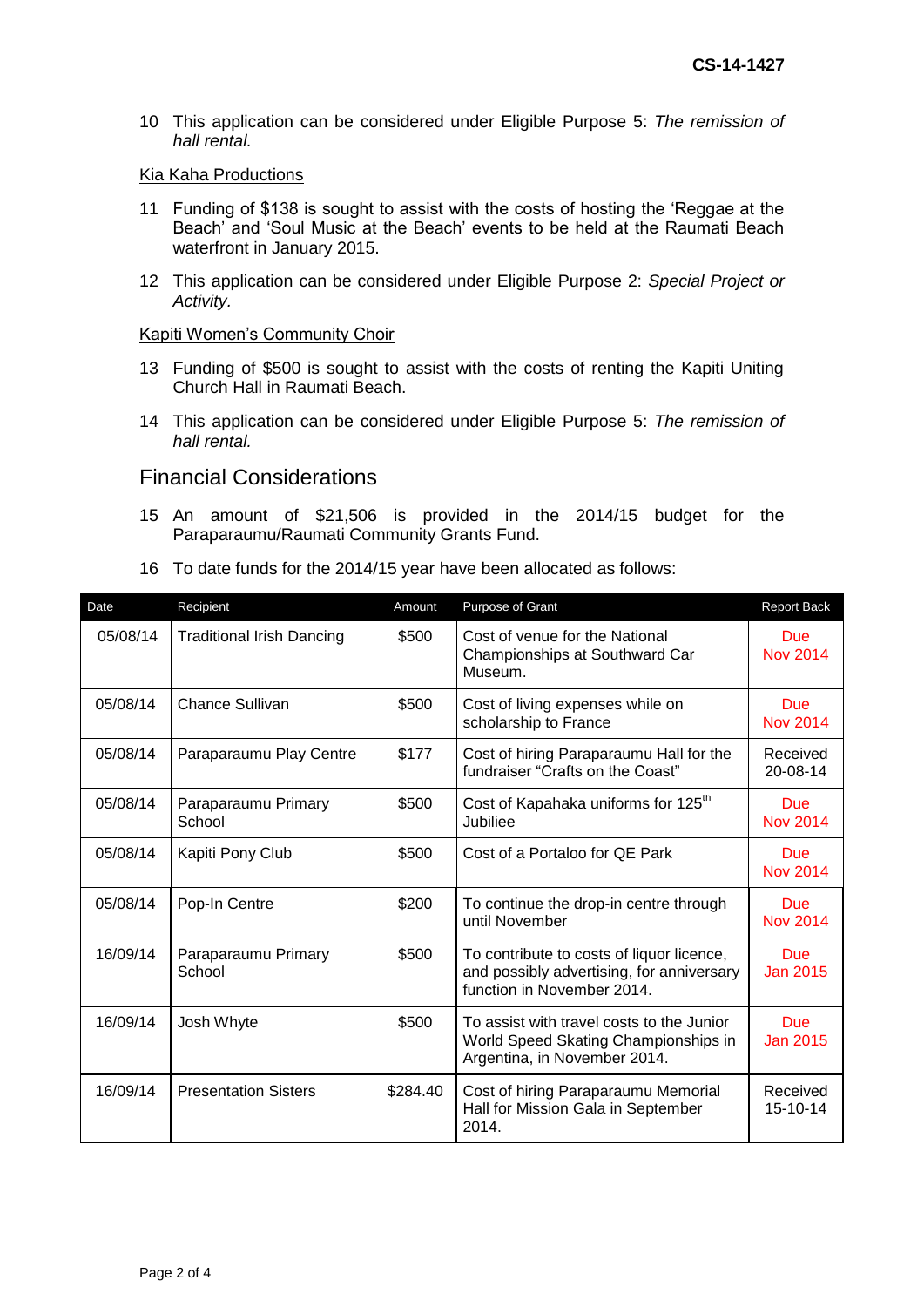10 This application can be considered under Eligible Purpose 5: *The remission of hall rental.*

Kia Kaha Productions

11 Funding of $138 is sought to assist with the costs of hosting the 'Reggae at the Beach' and 'Soul Music at the Beach' events to be held at the Raumati Beach waterfront in January 2015.

12 This application can be considered under Eligible Purpose 2: *Special Project or Activity.*

Kapiti Women's Community Choir

13 Funding of $500 is sought to assist with the costs of renting the Kapiti Uniting Church Hall in Raumati Beach.

14 This application can be considered under Eligible Purpose 5: *The remission of hall rental.*

## Financial Considerations

15 An amount of $21,506 is provided in the 2014/15 budget for the Paraparaumu/Raumati Community Grants Fund.

16 To date funds for the 2014/15 year have been allocated as follows:

| Date | Recipient | Amount | Purpose of Grant | Report Back |
|---|---|---|---|---|
| 05/08/14 | Traditional Irish Dancing | $500 | Cost of venue for the National Championships at Southward Car Museum. | Due Nov 2014 |
| 05/08/14 | Chance Sullivan | $500 | Cost of living expenses while on scholarship to France | Due Nov 2014 |
| 05/08/14 | Paraparaumu Play Centre | $177 | Cost of hiring Paraparaumu Hall for the fundraiser "Crafts on the Coast" | Received 20-08-14 |
| 05/08/14 | Paraparaumu Primary School | $500 | Cost of Kapahaka uniforms for 125th Jubiliee | Due Nov 2014 |
| 05/08/14 | Kapiti Pony Club | $500 | Cost of a Portaloo for QE Park | Due Nov 2014 |
| 05/08/14 | Pop-In Centre | $200 | To continue the drop-in centre through until November | Due Nov 2014 |
| 16/09/14 | Paraparaumu Primary School | $500 | To contribute to costs of liquor licence, and possibly advertising, for anniversary function in November 2014. | Due Jan 2015 |
| 16/09/14 | Josh Whyte | $500 | To assist with travel costs to the Junior World Speed Skating Championships in Argentina, in November 2014. | Due Jan 2015 |
| 16/09/14 | Presentation Sisters | $284.40 | Cost of hiring Paraparaumu Memorial Hall for Mission Gala in September 2014. | Received 15-10-14 |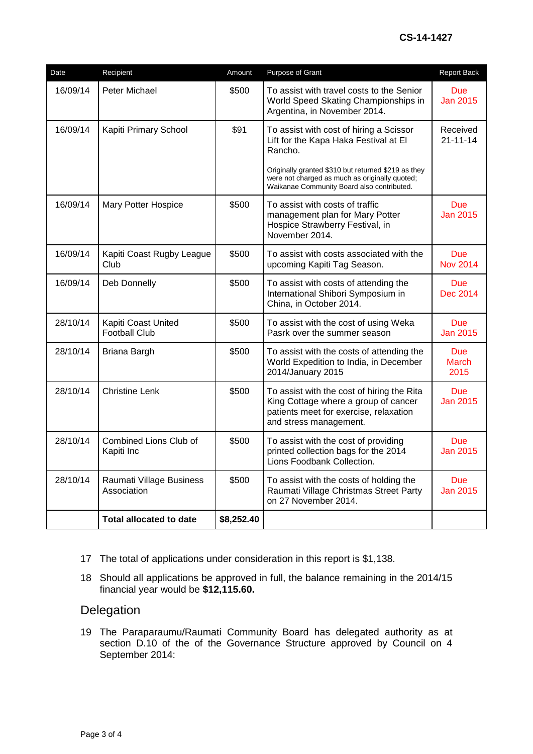CS-14-1427

| Date | Recipient | Amount | Purpose of Grant | Report Back |
|---|---|---|---|---|
| 16/09/14 | Peter Michael | $500 | To assist with travel costs to the Senior World Speed Skating Championships in Argentina, in November 2014. | Due Jan 2015 |
| 16/09/14 | Kapiti Primary School | $91 | To assist with cost of hiring a Scissor Lift for the Kapa Haka Festival at El Rancho.<br><br>Originally granted $310 but returned $219 as they were not charged as much as originally quoted; Waikanae Community Board also contributed. | Received 21-11-14 |
| 16/09/14 | Mary Potter Hospice | $500 | To assist with costs of traffic management plan for Mary Potter Hospice Strawberry Festival, in November 2014. | Due Jan 2015 |
| 16/09/14 | Kapiti Coast Rugby League Club | $500 | To assist with costs associated with the upcoming Kapiti Tag Season. | Due Nov 2014 |
| 16/09/14 | Deb Donnelly | $500 | To assist with costs of attending the International Shibori Symposium in China, in October 2014. | Due Dec 2014 |
| 28/10/14 | Kapiti Coast United Football Club | $500 | To assist with the cost of using Weka Pasrk over the summer season | Due Jan 2015 |
| 28/10/14 | Briana Bargh | $500 | To assist with the costs of attending the World Expedition to India, in December 2014/January 2015 | Due March 2015 |
| 28/10/14 | Christine Lenk | $500 | To assist with the cost of hiring the Rita King Cottage where a group of cancer patients meet for exercise, relaxation and stress management. | Due Jan 2015 |
| 28/10/14 | Combined Lions Club of Kapiti Inc | $500 | To assist with the cost of providing printed collection bags for the 2014 Lions Foodbank Collection. | Due Jan 2015 |
| 28/10/14 | Raumati Village Business Association | $500 | To assist with the costs of holding the Raumati Village Christmas Street Party on 27 November 2014. | Due Jan 2015 |
| | **Total allocated to date** | **$8,252.40** | | |

17 The total of applications under consideration in this report is $1,138.

18 Should all applications be approved in full, the balance remaining in the 2014/15 financial year would be **$12,115.60.**

## Delegation

19 The Paraparaumu/Raumati Community Board has delegated authority as at section D.10 of the of the Governance Structure approved by Council on 4 September 2014: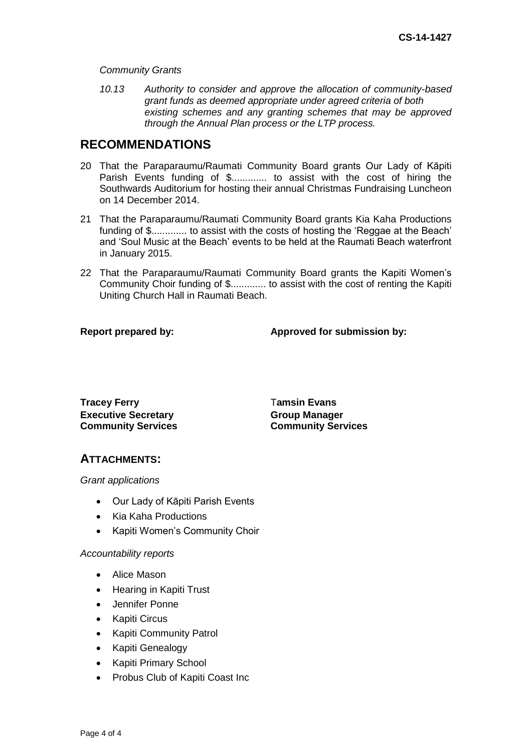*Community Grants*

*10.13 Authority to consider and approve the allocation of community-based grant funds as deemed appropriate under agreed criteria of both existing schemes and any granting schemes that may be approved through the Annual Plan process or the LTP process.*

## RECOMMENDATIONS

20 That the Paraparaumu/Raumati Community Board grants Our Lady of Kāpiti Parish Events funding of $............. to assist with the cost of hiring the Southwards Auditorium for hosting their annual Christmas Fundraising Luncheon on 14 December 2014.

21 That the Paraparaumu/Raumati Community Board grants Kia Kaha Productions funding of $............. to assist with the costs of hosting the 'Reggae at the Beach' and 'Soul Music at the Beach' events to be held at the Raumati Beach waterfront in January 2015.

22 That the Paraparaumu/Raumati Community Board grants the Kapiti Women's Community Choir funding of $............. to assist with the cost of renting the Kapiti Uniting Church Hall in Raumati Beach.

| | |
|---|---|
| **Report prepared by:** | **Approved for submission by:** |
| **Tracey Ferry** | **Tamsin Evans** |
| **Executive Secretary** | **Group Manager** |
| **Community Services** | **Community Services** |

## ATTACHMENTS:

*Grant applications*

- Our Lady of Kāpiti Parish Events
- Kia Kaha Productions
- Kapiti Women's Community Choir

*Accountability reports*

- Alice Mason
- Hearing in Kapiti Trust
- Jennifer Ponne
- Kapiti Circus
- Kapiti Community Patrol
- Kapiti Genealogy
- Kapiti Primary School
- Probus Club of Kapiti Coast Inc